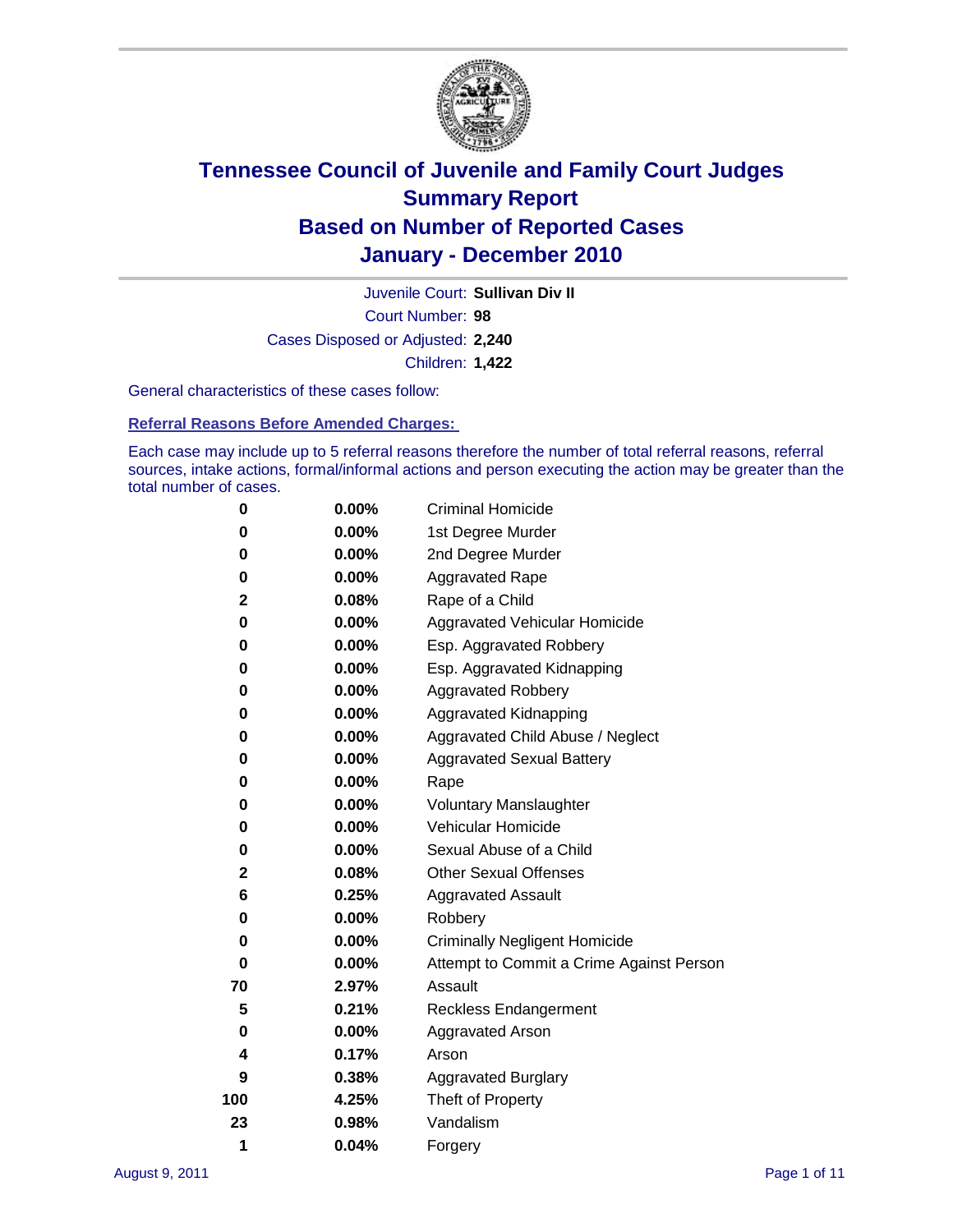# Tennessee Council of Juvenile and Family Court Judges
## Summary Report
## Based on Number of Reported Cases
## January - December 2010

Juvenile Court: **Sullivan Div II**

Court Number: **98**

Cases Disposed or Adjusted: **2,240**

Children: **1,422**

General characteristics of these cases follow:

### Referral Reasons Before Amended Charges:

Each case may include up to 5 referral reasons therefore the number of total referral reasons, referral sources, intake actions, formal/informal actions and person executing the action may be greater than the total number of cases.

| Count | Percent | Referral Reason |
|---|---|---|
| 0 | 0.00% | Criminal Homicide |
| 0 | 0.00% | 1st Degree Murder |
| 0 | 0.00% | 2nd Degree Murder |
| 0 | 0.00% | Aggravated Rape |
| 2 | 0.08% | Rape of a Child |
| 0 | 0.00% | Aggravated Vehicular Homicide |
| 0 | 0.00% | Esp. Aggravated Robbery |
| 0 | 0.00% | Esp. Aggravated Kidnapping |
| 0 | 0.00% | Aggravated Robbery |
| 0 | 0.00% | Aggravated Kidnapping |
| 0 | 0.00% | Aggravated Child Abuse / Neglect |
| 0 | 0.00% | Aggravated Sexual Battery |
| 0 | 0.00% | Rape |
| 0 | 0.00% | Voluntary Manslaughter |
| 0 | 0.00% | Vehicular Homicide |
| 0 | 0.00% | Sexual Abuse of a Child |
| 2 | 0.08% | Other Sexual Offenses |
| 6 | 0.25% | Aggravated Assault |
| 0 | 0.00% | Robbery |
| 0 | 0.00% | Criminally Negligent Homicide |
| 0 | 0.00% | Attempt to Commit a Crime Against Person |
| 70 | 2.97% | Assault |
| 5 | 0.21% | Reckless Endangerment |
| 0 | 0.00% | Aggravated Arson |
| 4 | 0.17% | Arson |
| 9 | 0.38% | Aggravated Burglary |
| 100 | 4.25% | Theft of Property |
| 23 | 0.98% | Vandalism |
| 1 | 0.04% | Forgery |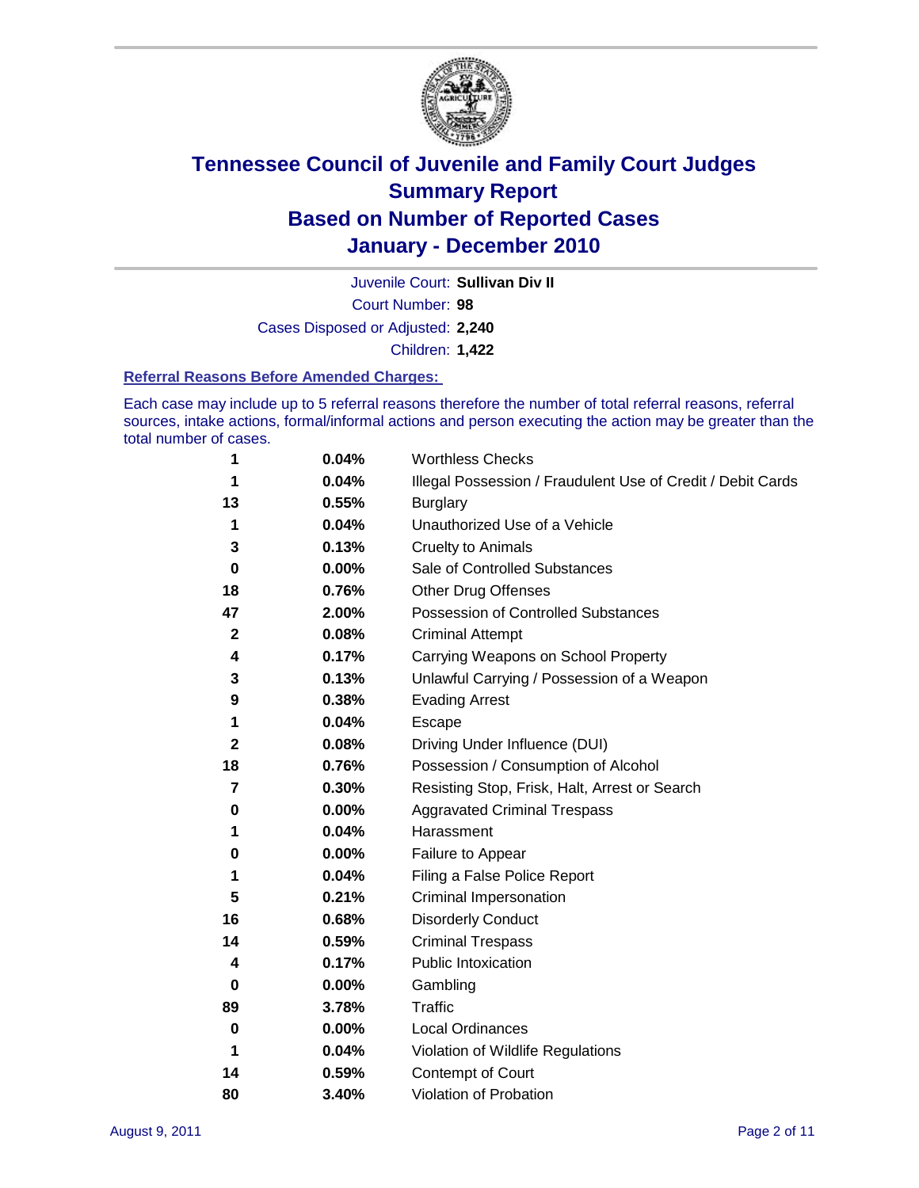# Tennessee Council of Juvenile and Family Court Judges
# Summary Report
# Based on Number of Reported Cases
# January - December 2010

Juvenile Court: **Sullivan Div II**

Court Number: **98**

Cases Disposed or Adjusted: **2,240**

Children: **1,422**

### Referral Reasons Before Amended Charges:

Each case may include up to 5 referral reasons therefore the number of total referral reasons, referral sources, intake actions, formal/informal actions and person executing the action may be greater than the total number of cases.

| | | |
|---|---|---|
| 1 | 0.04% | Worthless Checks |
| 1 | 0.04% | Illegal Possession / Fraudulent Use of Credit / Debit Cards |
| 13 | 0.55% | Burglary |
| 1 | 0.04% | Unauthorized Use of a Vehicle |
| 3 | 0.13% | Cruelty to Animals |
| 0 | 0.00% | Sale of Controlled Substances |
| 18 | 0.76% | Other Drug Offenses |
| 47 | 2.00% | Possession of Controlled Substances |
| 2 | 0.08% | Criminal Attempt |
| 4 | 0.17% | Carrying Weapons on School Property |
| 3 | 0.13% | Unlawful Carrying / Possession of a Weapon |
| 9 | 0.38% | Evading Arrest |
| 1 | 0.04% | Escape |
| 2 | 0.08% | Driving Under Influence (DUI) |
| 18 | 0.76% | Possession / Consumption of Alcohol |
| 7 | 0.30% | Resisting Stop, Frisk, Halt, Arrest or Search |
| 0 | 0.00% | Aggravated Criminal Trespass |
| 1 | 0.04% | Harassment |
| 0 | 0.00% | Failure to Appear |
| 1 | 0.04% | Filing a False Police Report |
| 5 | 0.21% | Criminal Impersonation |
| 16 | 0.68% | Disorderly Conduct |
| 14 | 0.59% | Criminal Trespass |
| 4 | 0.17% | Public Intoxication |
| 0 | 0.00% | Gambling |
| 89 | 3.78% | Traffic |
| 0 | 0.00% | Local Ordinances |
| 1 | 0.04% | Violation of Wildlife Regulations |
| 14 | 0.59% | Contempt of Court |
| 80 | 3.40% | Violation of Probation |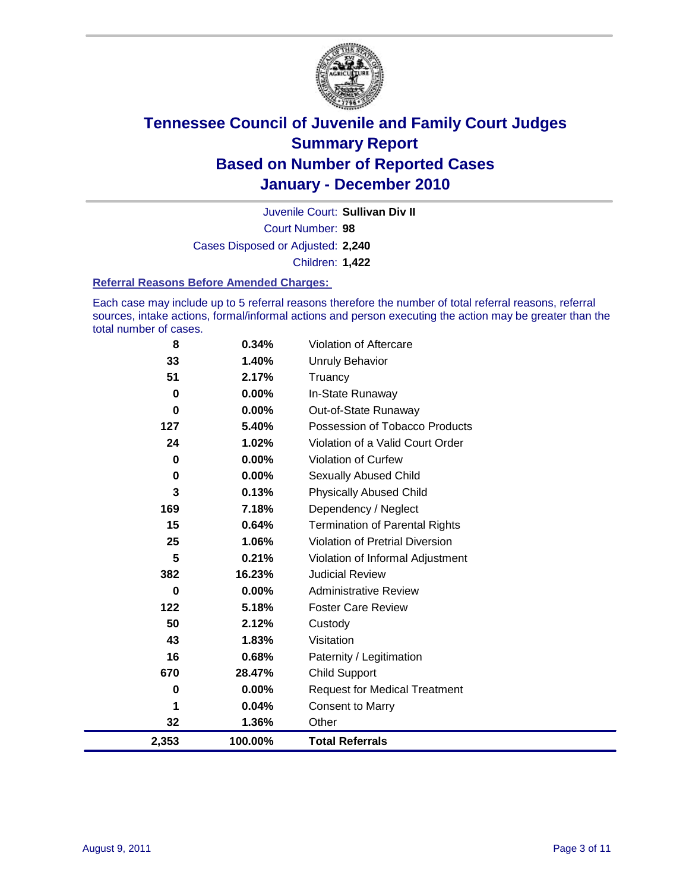# Tennessee Council of Juvenile and Family Court Judges
# Summary Report
# Based on Number of Reported Cases
# January - December 2010

Juvenile Court: **Sullivan Div II**

Court Number: **98**

Cases Disposed or Adjusted: **2,240**

Children: **1,422**

### Referral Reasons Before Amended Charges:

Each case may include up to 5 referral reasons therefore the number of total referral reasons, referral sources, intake actions, formal/informal actions and person executing the action may be greater than the total number of cases.

| | | |
|---|---|---|
| 8 | 0.34% | Violation of Aftercare |
| 33 | 1.40% | Unruly Behavior |
| 51 | 2.17% | Truancy |
| 0 | 0.00% | In-State Runaway |
| 0 | 0.00% | Out-of-State Runaway |
| 127 | 5.40% | Possession of Tobacco Products |
| 24 | 1.02% | Violation of a Valid Court Order |
| 0 | 0.00% | Violation of Curfew |
| 0 | 0.00% | Sexually Abused Child |
| 3 | 0.13% | Physically Abused Child |
| 169 | 7.18% | Dependency / Neglect |
| 15 | 0.64% | Termination of Parental Rights |
| 25 | 1.06% | Violation of Pretrial Diversion |
| 5 | 0.21% | Violation of Informal Adjustment |
| 382 | 16.23% | Judicial Review |
| 0 | 0.00% | Administrative Review |
| 122 | 5.18% | Foster Care Review |
| 50 | 2.12% | Custody |
| 43 | 1.83% | Visitation |
| 16 | 0.68% | Paternity / Legitimation |
| 670 | 28.47% | Child Support |
| 0 | 0.00% | Request for Medical Treatment |
| 1 | 0.04% | Consent to Marry |
| 32 | 1.36% | Other |
| **2,353** | **100.00%** | **Total Referrals** |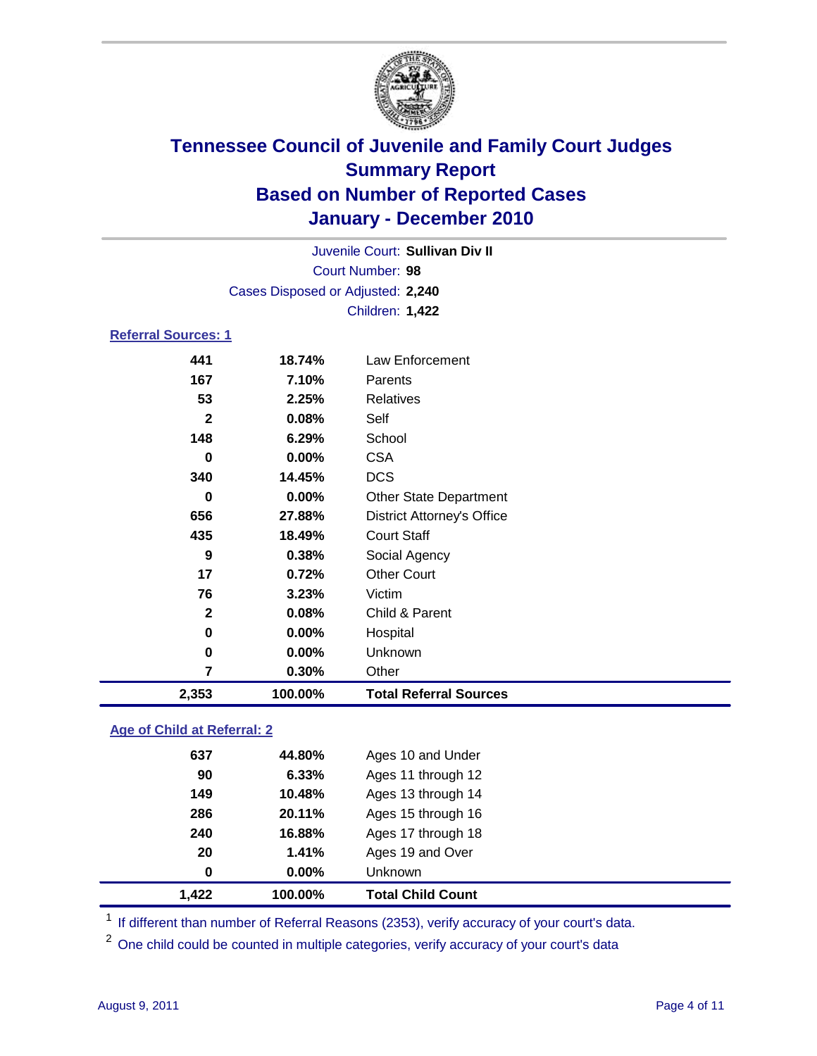# Tennessee Council of Juvenile and Family Court Judges
## Summary Report
## Based on Number of Reported Cases
## January - December 2010

Juvenile Court: **Sullivan Div II**
Court Number: **98**
Cases Disposed or Adjusted: **2,240**
Children: **1,422**

### Referral Sources: 1

| | | |
|---|---|---|
| 441 | 18.74% | Law Enforcement |
| 167 | 7.10% | Parents |
| 53 | 2.25% | Relatives |
| 2 | 0.08% | Self |
| 148 | 6.29% | School |
| 0 | 0.00% | CSA |
| 340 | 14.45% | DCS |
| 0 | 0.00% | Other State Department |
| 656 | 27.88% | District Attorney's Office |
| 435 | 18.49% | Court Staff |
| 9 | 0.38% | Social Agency |
| 17 | 0.72% | Other Court |
| 76 | 3.23% | Victim |
| 2 | 0.08% | Child & Parent |
| 0 | 0.00% | Hospital |
| 0 | 0.00% | Unknown |
| 7 | 0.30% | Other |
| **2,353** | **100.00%** | **Total Referral Sources** |

### Age of Child at Referral: 2

| | | |
|---|---|---|
| 637 | 44.80% | Ages 10 and Under |
| 90 | 6.33% | Ages 11 through 12 |
| 149 | 10.48% | Ages 13 through 14 |
| 286 | 20.11% | Ages 15 through 16 |
| 240 | 16.88% | Ages 17 through 18 |
| 20 | 1.41% | Ages 19 and Over |
| 0 | 0.00% | Unknown |
| **1,422** | **100.00%** | **Total Child Count** |

[1] If different than number of Referral Reasons (2353), verify accuracy of your court's data.

[2] One child could be counted in multiple categories, verify accuracy of your court's data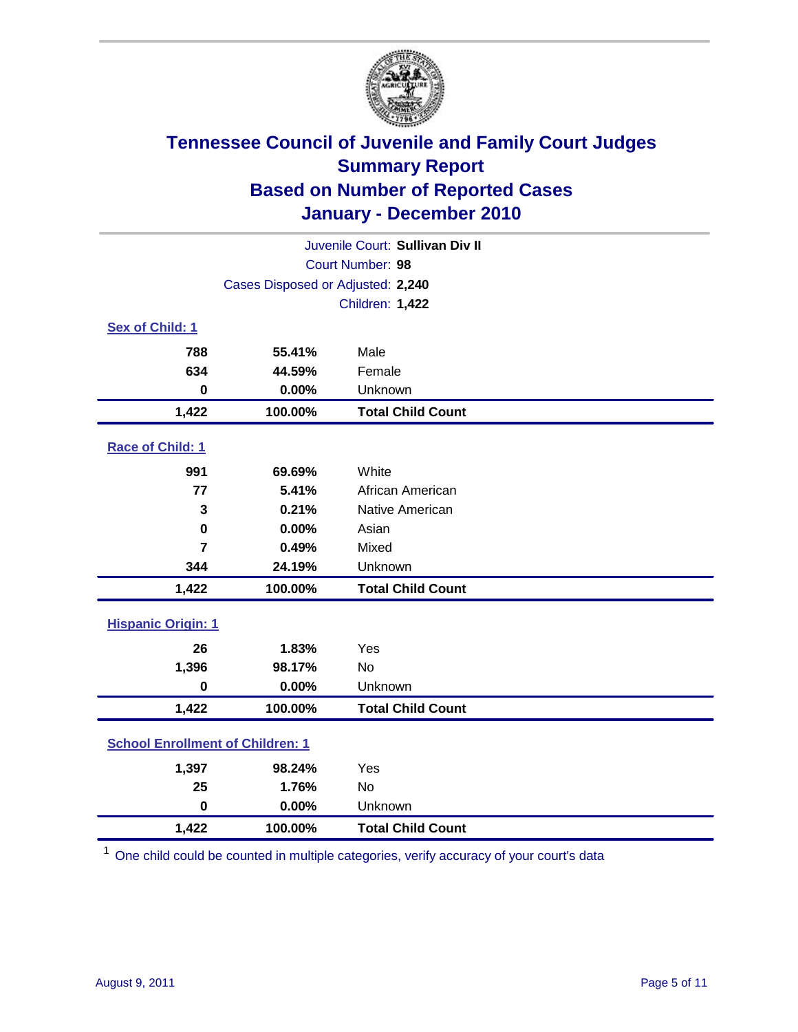# Tennessee Council of Juvenile and Family Court Judges
## Summary Report
## Based on Number of Reported Cases
## January - December 2010

Juvenile Court: **Sullivan Div II**
Court Number: **98**
Cases Disposed or Adjusted: **2,240**
Children: **1,422**

### Sex of Child: 1

| | | |
|---|---|---|
| **788** | **55.41%** | Male |
| **634** | **44.59%** | Female |
| **0** | **0.00%** | Unknown |
| **1,422** | **100.00%** | **Total Child Count** |

### Race of Child: 1

| | | |
|---|---|---|
| **991** | **69.69%** | White |
| **77** | **5.41%** | African American |
| **3** | **0.21%** | Native American |
| **0** | **0.00%** | Asian |
| **7** | **0.49%** | Mixed |
| **344** | **24.19%** | Unknown |
| **1,422** | **100.00%** | **Total Child Count** |

### Hispanic Origin: 1

| | | |
|---|---|---|
| **26** | **1.83%** | Yes |
| **1,396** | **98.17%** | No |
| **0** | **0.00%** | Unknown |
| **1,422** | **100.00%** | **Total Child Count** |

### School Enrollment of Children: 1

| | | |
|---|---|---|
| **1,397** | **98.24%** | Yes |
| **25** | **1.76%** | No |
| **0** | **0.00%** | Unknown |
| **1,422** | **100.00%** | **Total Child Count** |

[1] One child could be counted in multiple categories, verify accuracy of your court's data

August 9, 2011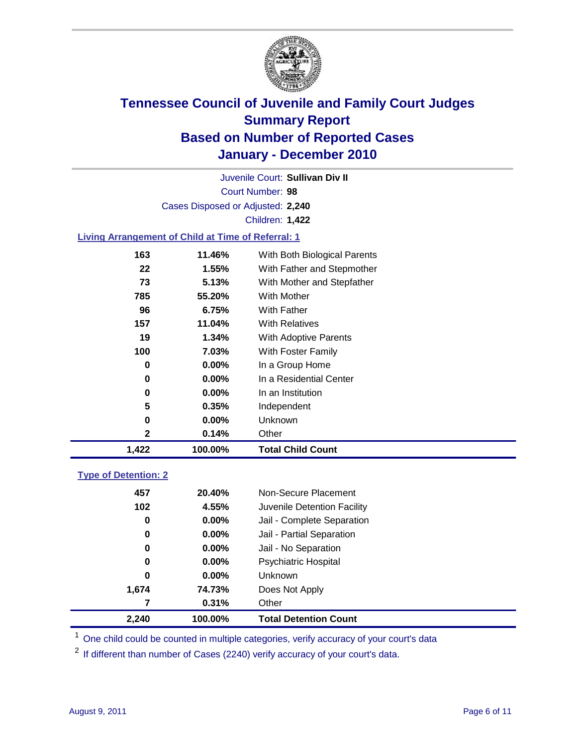# Tennessee Council of Juvenile and Family Court Judges
## Summary Report
## Based on Number of Reported Cases
## January - December 2010

Juvenile Court: **Sullivan Div II**

Court Number: **98**

Cases Disposed or Adjusted: **2,240**

Children: **1,422**

### Living Arrangement of Child at Time of Referral: 1

| | | |
|---|---|---|
| 163 | 11.46% | With Both Biological Parents |
| 22 | 1.55% | With Father and Stepmother |
| 73 | 5.13% | With Mother and Stepfather |
| 785 | 55.20% | With Mother |
| 96 | 6.75% | With Father |
| 157 | 11.04% | With Relatives |
| 19 | 1.34% | With Adoptive Parents |
| 100 | 7.03% | With Foster Family |
| 0 | 0.00% | In a Group Home |
| 0 | 0.00% | In a Residential Center |
| 0 | 0.00% | In an Institution |
| 5 | 0.35% | Independent |
| 0 | 0.00% | Unknown |
| 2 | 0.14% | Other |
| **1,422** | **100.00%** | **Total Child Count** |

### Type of Detention: 2

| | | |
|---|---|---|
| 457 | 20.40% | Non-Secure Placement |
| 102 | 4.55% | Juvenile Detention Facility |
| 0 | 0.00% | Jail - Complete Separation |
| 0 | 0.00% | Jail - Partial Separation |
| 0 | 0.00% | Jail - No Separation |
| 0 | 0.00% | Psychiatric Hospital |
| 0 | 0.00% | Unknown |
| 1,674 | 74.73% | Does Not Apply |
| 7 | 0.31% | Other |
| **2,240** | **100.00%** | **Total Detention Count** |

[1] One child could be counted in multiple categories, verify accuracy of your court's data

[2] If different than number of Cases (2240) verify accuracy of your court's data.

August 9, 2011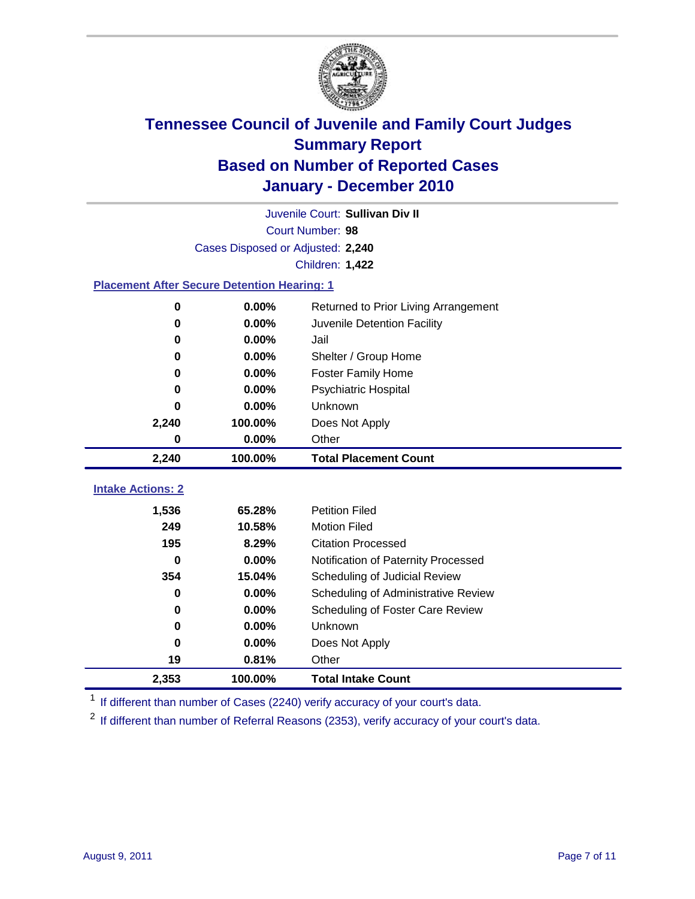# Tennessee Council of Juvenile and Family Court Judges
## Summary Report
## Based on Number of Reported Cases
## January - December 2010

Juvenile Court: **Sullivan Div II**

Court Number: **98**

Cases Disposed or Adjusted: **2,240**

Children: **1,422**

### Placement After Secure Detention Hearing: 1

| Count | Percent | Placement |
|---|---|---|
| 0 | 0.00% | Returned to Prior Living Arrangement |
| 0 | 0.00% | Juvenile Detention Facility |
| 0 | 0.00% | Jail |
| 0 | 0.00% | Shelter / Group Home |
| 0 | 0.00% | Foster Family Home |
| 0 | 0.00% | Psychiatric Hospital |
| 0 | 0.00% | Unknown |
| 2,240 | 100.00% | Does Not Apply |
| 0 | 0.00% | Other |
| **2,240** | **100.00%** | **Total Placement Count** |

### Intake Actions: 2

| Count | Percent | Intake Action |
|---|---|---|
| 1,536 | 65.28% | Petition Filed |
| 249 | 10.58% | Motion Filed |
| 195 | 8.29% | Citation Processed |
| 0 | 0.00% | Notification of Paternity Processed |
| 354 | 15.04% | Scheduling of Judicial Review |
| 0 | 0.00% | Scheduling of Administrative Review |
| 0 | 0.00% | Scheduling of Foster Care Review |
| 0 | 0.00% | Unknown |
| 0 | 0.00% | Does Not Apply |
| 19 | 0.81% | Other |
| **2,353** | **100.00%** | **Total Intake Count** |

[1] If different than number of Cases (2240) verify accuracy of your court's data.

[2] If different than number of Referral Reasons (2353), verify accuracy of your court's data.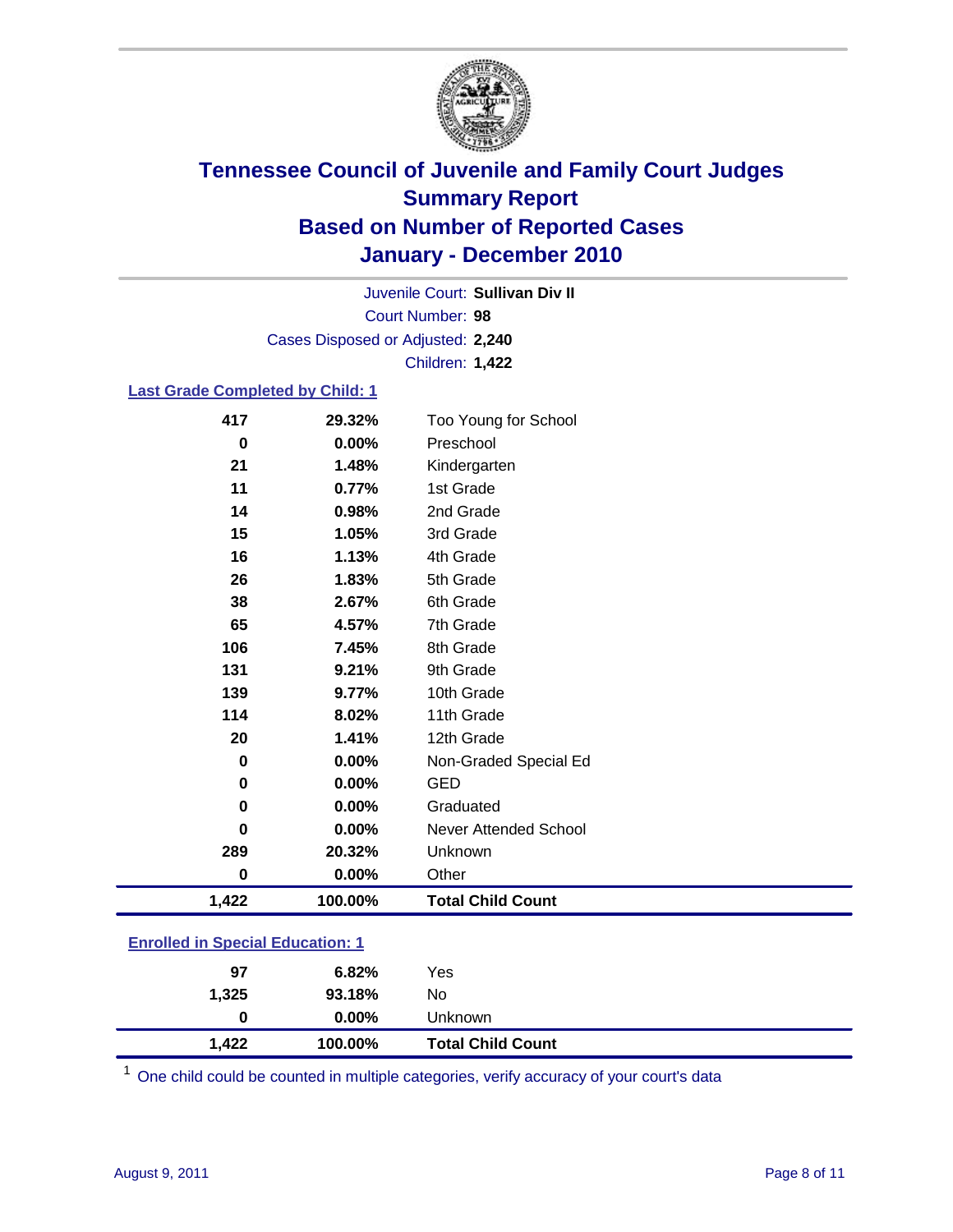# Tennessee Council of Juvenile and Family Court Judges
## Summary Report
## Based on Number of Reported Cases
## January - December 2010

Juvenile Court: **Sullivan Div II**
Court Number: **98**
Cases Disposed or Adjusted: **2,240**
Children: **1,422**

### Last Grade Completed by Child: 1

| | | |
|---|---|---|
| 417 | 29.32% | Too Young for School |
| 0 | 0.00% | Preschool |
| 21 | 1.48% | Kindergarten |
| 11 | 0.77% | 1st Grade |
| 14 | 0.98% | 2nd Grade |
| 15 | 1.05% | 3rd Grade |
| 16 | 1.13% | 4th Grade |
| 26 | 1.83% | 5th Grade |
| 38 | 2.67% | 6th Grade |
| 65 | 4.57% | 7th Grade |
| 106 | 7.45% | 8th Grade |
| 131 | 9.21% | 9th Grade |
| 139 | 9.77% | 10th Grade |
| 114 | 8.02% | 11th Grade |
| 20 | 1.41% | 12th Grade |
| 0 | 0.00% | Non-Graded Special Ed |
| 0 | 0.00% | GED |
| 0 | 0.00% | Graduated |
| 0 | 0.00% | Never Attended School |
| 289 | 20.32% | Unknown |
| 0 | 0.00% | Other |
| **1,422** | **100.00%** | **Total Child Count** |

### Enrolled in Special Education: 1

| | | |
|---|---|---|
| 97 | 6.82% | Yes |
| 1,325 | 93.18% | No |
| 0 | 0.00% | Unknown |
| **1,422** | **100.00%** | **Total Child Count** |

[1] One child could be counted in multiple categories, verify accuracy of your court's data

August 9, 2011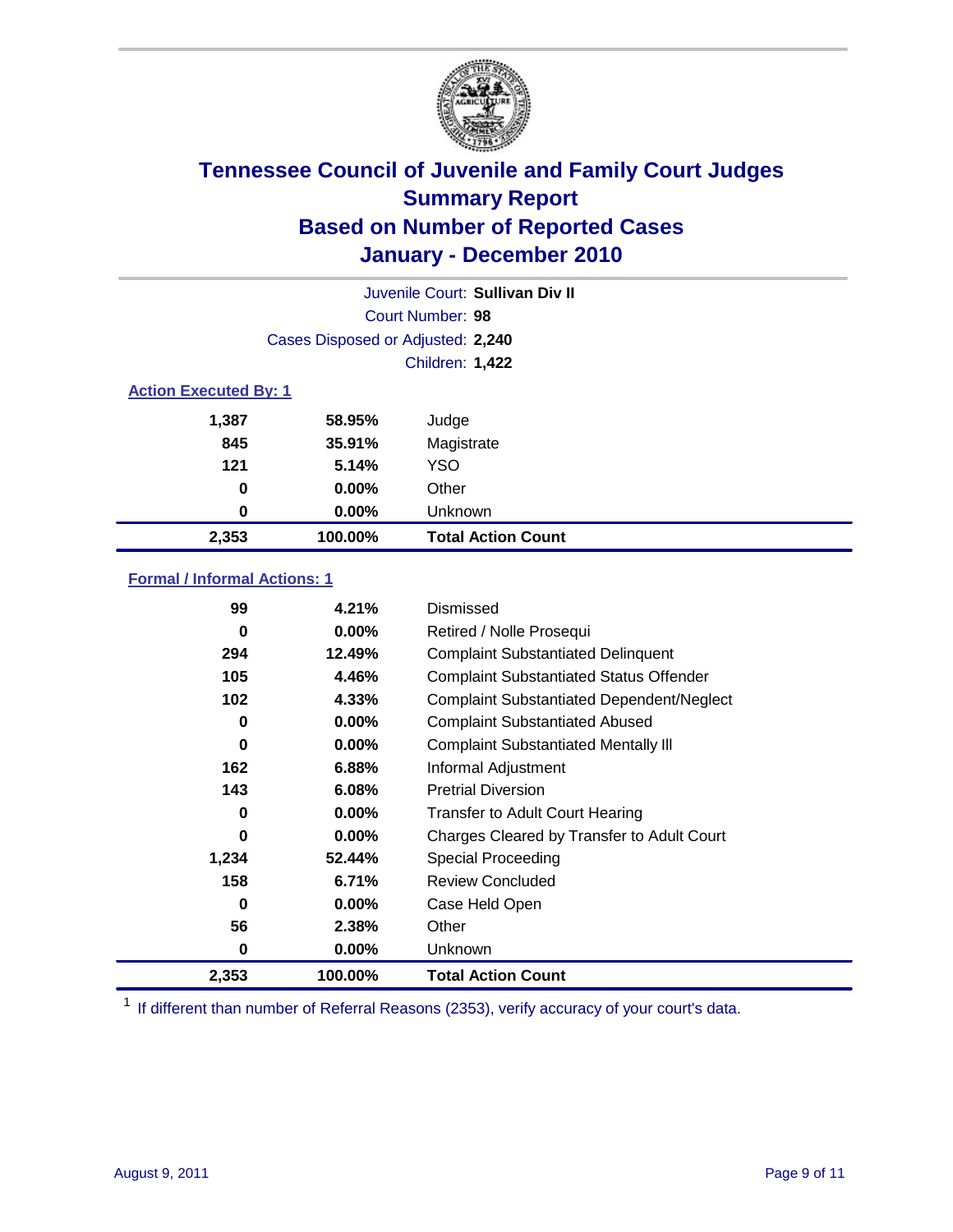# Tennessee Council of Juvenile and Family Court Judges
## Summary Report
## Based on Number of Reported Cases
## January - December 2010

Juvenile Court: **Sullivan Div II**
Court Number: **98**
Cases Disposed or Adjusted: **2,240**
Children: **1,422**

### Action Executed By: 1

| | | |
|---|---|---|
| 1,387 | 58.95% | Judge |
| 845 | 35.91% | Magistrate |
| 121 | 5.14% | YSO |
| 0 | 0.00% | Other |
| 0 | 0.00% | Unknown |
| **2,353** | **100.00%** | **Total Action Count** |

### Formal / Informal Actions: 1

| | | |
|---|---|---|
| 99 | 4.21% | Dismissed |
| 0 | 0.00% | Retired / Nolle Prosequi |
| 294 | 12.49% | Complaint Substantiated Delinquent |
| 105 | 4.46% | Complaint Substantiated Status Offender |
| 102 | 4.33% | Complaint Substantiated Dependent/Neglect |
| 0 | 0.00% | Complaint Substantiated Abused |
| 0 | 0.00% | Complaint Substantiated Mentally Ill |
| 162 | 6.88% | Informal Adjustment |
| 143 | 6.08% | Pretrial Diversion |
| 0 | 0.00% | Transfer to Adult Court Hearing |
| 0 | 0.00% | Charges Cleared by Transfer to Adult Court |
| 1,234 | 52.44% | Special Proceeding |
| 158 | 6.71% | Review Concluded |
| 0 | 0.00% | Case Held Open |
| 56 | 2.38% | Other |
| 0 | 0.00% | Unknown |
| **2,353** | **100.00%** | **Total Action Count** |

[1] If different than number of Referral Reasons (2353), verify accuracy of your court's data.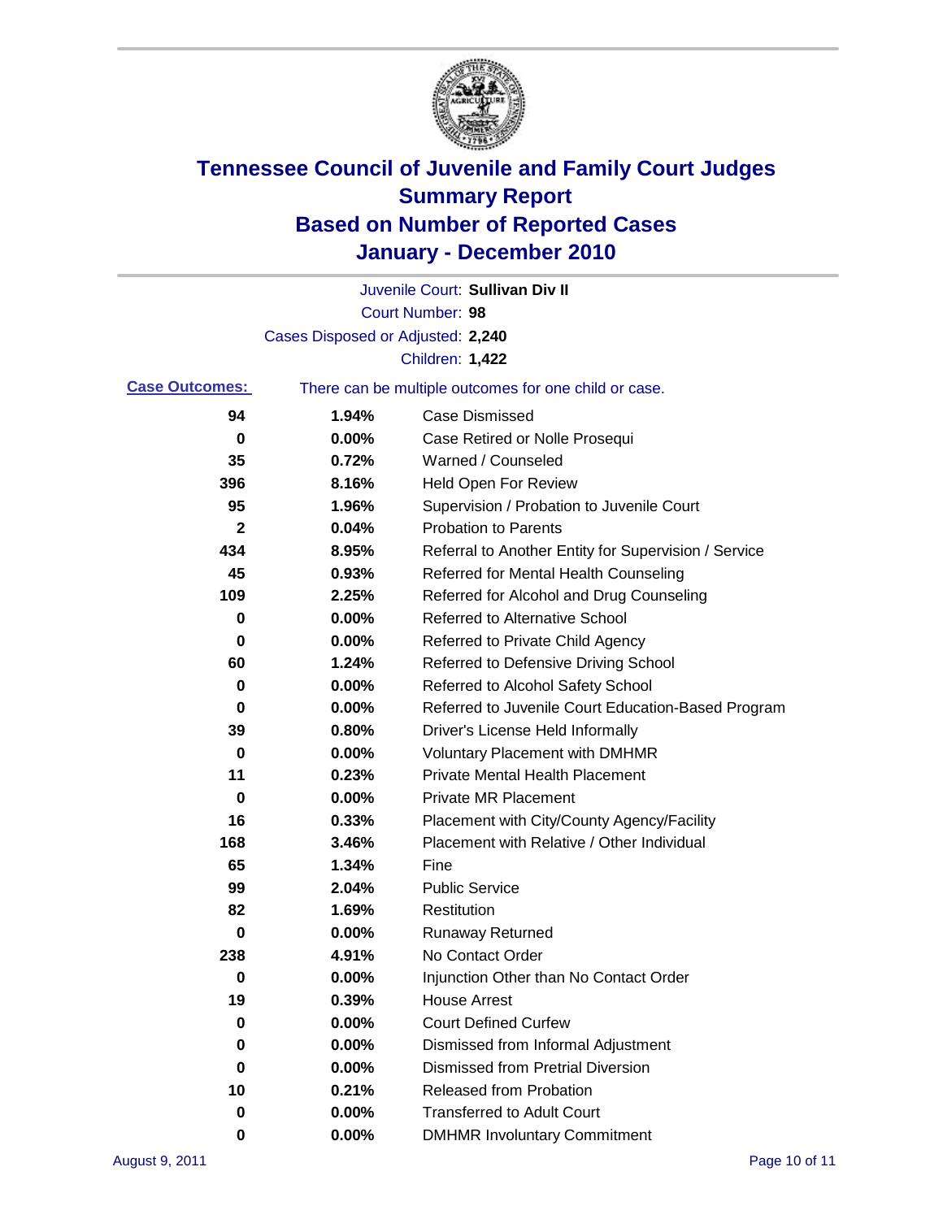# Tennessee Council of Juvenile and Family Court Judges
## Summary Report
## Based on Number of Reported Cases
## January - December 2010

Juvenile Court: **Sullivan Div II**
Court Number: **98**
Cases Disposed or Adjusted: **2,240**
Children: **1,422**

**Case Outcomes:** There can be multiple outcomes for one child or case.

| | | |
|---|---|---|
| 94 | 1.94% | Case Dismissed |
| 0 | 0.00% | Case Retired or Nolle Prosequi |
| 35 | 0.72% | Warned / Counseled |
| 396 | 8.16% | Held Open For Review |
| 95 | 1.96% | Supervision / Probation to Juvenile Court |
| 2 | 0.04% | Probation to Parents |
| 434 | 8.95% | Referral to Another Entity for Supervision / Service |
| 45 | 0.93% | Referred for Mental Health Counseling |
| 109 | 2.25% | Referred for Alcohol and Drug Counseling |
| 0 | 0.00% | Referred to Alternative School |
| 0 | 0.00% | Referred to Private Child Agency |
| 60 | 1.24% | Referred to Defensive Driving School |
| 0 | 0.00% | Referred to Alcohol Safety School |
| 0 | 0.00% | Referred to Juvenile Court Education-Based Program |
| 39 | 0.80% | Driver's License Held Informally |
| 0 | 0.00% | Voluntary Placement with DMHMR |
| 11 | 0.23% | Private Mental Health Placement |
| 0 | 0.00% | Private MR Placement |
| 16 | 0.33% | Placement with City/County Agency/Facility |
| 168 | 3.46% | Placement with Relative / Other Individual |
| 65 | 1.34% | Fine |
| 99 | 2.04% | Public Service |
| 82 | 1.69% | Restitution |
| 0 | 0.00% | Runaway Returned |
| 238 | 4.91% | No Contact Order |
| 0 | 0.00% | Injunction Other than No Contact Order |
| 19 | 0.39% | House Arrest |
| 0 | 0.00% | Court Defined Curfew |
| 0 | 0.00% | Dismissed from Informal Adjustment |
| 0 | 0.00% | Dismissed from Pretrial Diversion |
| 10 | 0.21% | Released from Probation |
| 0 | 0.00% | Transferred to Adult Court |
| 0 | 0.00% | DMHMR Involuntary Commitment |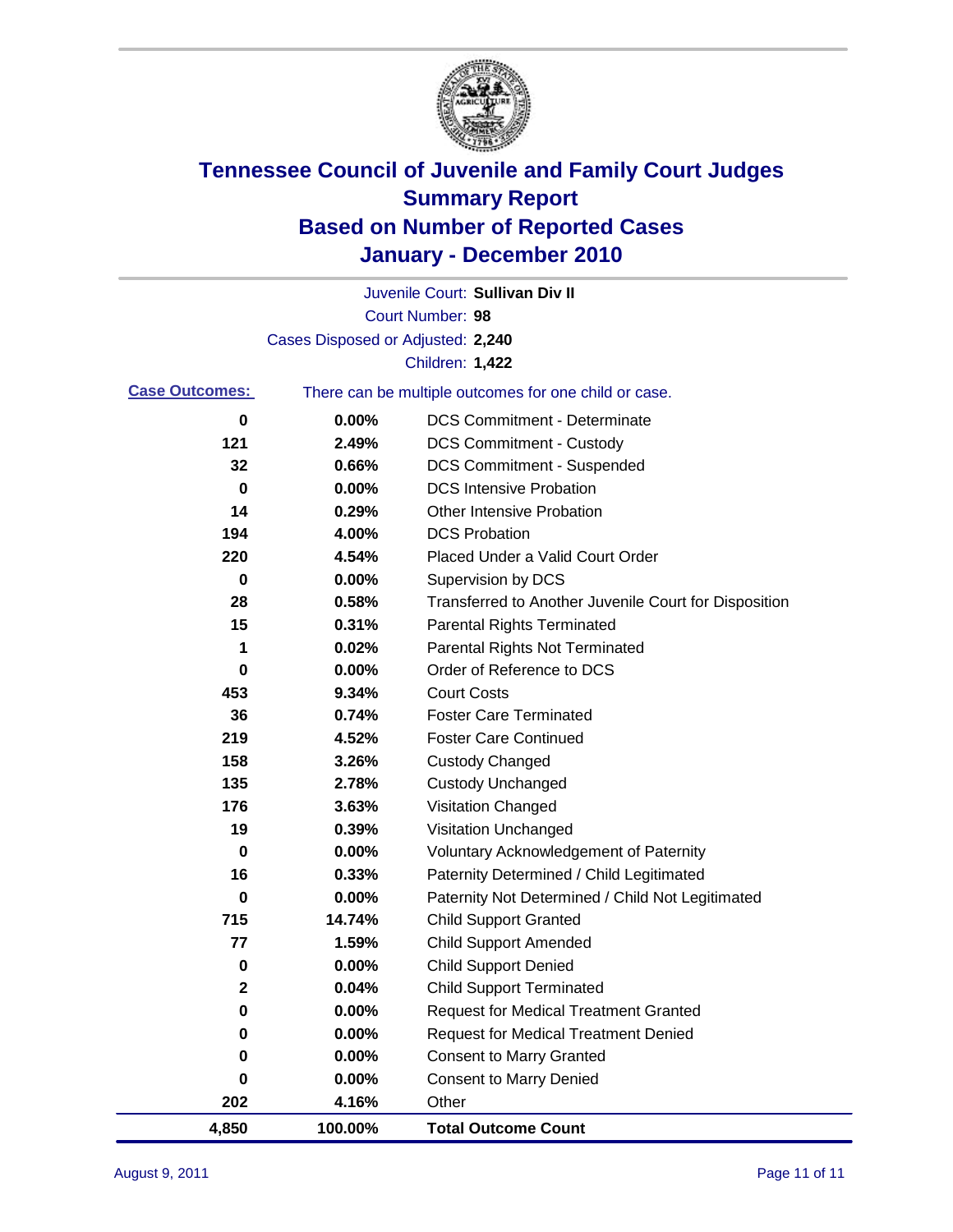# Tennessee Council of Juvenile and Family Court Judges
## Summary Report
## Based on Number of Reported Cases
## January - December 2010

Juvenile Court: **Sullivan Div II**

Court Number: **98**

Cases Disposed or Adjusted: **2,240**

Children: **1,422**

**Case Outcomes:** There can be multiple outcomes for one child or case.

| | | |
|---|---|---|
| 0 | 0.00% | DCS Commitment - Determinate |
| 121 | 2.49% | DCS Commitment - Custody |
| 32 | 0.66% | DCS Commitment - Suspended |
| 0 | 0.00% | DCS Intensive Probation |
| 14 | 0.29% | Other Intensive Probation |
| 194 | 4.00% | DCS Probation |
| 220 | 4.54% | Placed Under a Valid Court Order |
| 0 | 0.00% | Supervision by DCS |
| 28 | 0.58% | Transferred to Another Juvenile Court for Disposition |
| 15 | 0.31% | Parental Rights Terminated |
| 1 | 0.02% | Parental Rights Not Terminated |
| 0 | 0.00% | Order of Reference to DCS |
| 453 | 9.34% | Court Costs |
| 36 | 0.74% | Foster Care Terminated |
| 219 | 4.52% | Foster Care Continued |
| 158 | 3.26% | Custody Changed |
| 135 | 2.78% | Custody Unchanged |
| 176 | 3.63% | Visitation Changed |
| 19 | 0.39% | Visitation Unchanged |
| 0 | 0.00% | Voluntary Acknowledgement of Paternity |
| 16 | 0.33% | Paternity Determined / Child Legitimated |
| 0 | 0.00% | Paternity Not Determined / Child Not Legitimated |
| 715 | 14.74% | Child Support Granted |
| 77 | 1.59% | Child Support Amended |
| 0 | 0.00% | Child Support Denied |
| 2 | 0.04% | Child Support Terminated |
| 0 | 0.00% | Request for Medical Treatment Granted |
| 0 | 0.00% | Request for Medical Treatment Denied |
| 0 | 0.00% | Consent to Marry Granted |
| 0 | 0.00% | Consent to Marry Denied |
| 202 | 4.16% | Other |
| **4,850** | **100.00%** | **Total Outcome Count** |